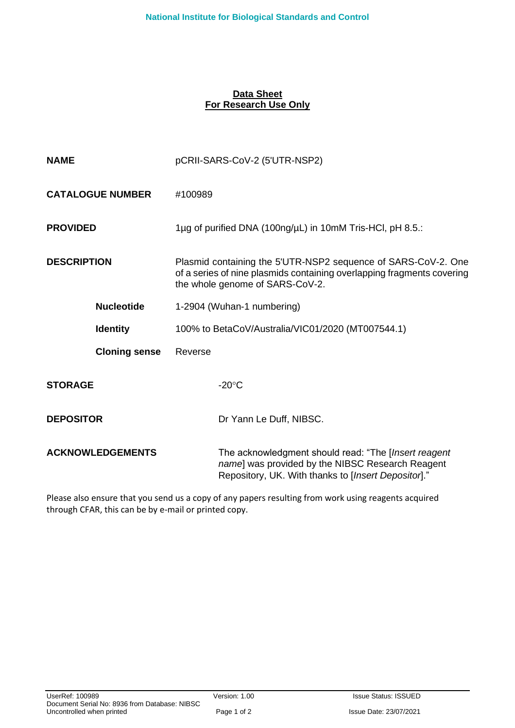National Institute for Biological Standards and Control

**Data Sheet**
**For Research Use Only**

| | |
|---|---|
| **NAME** | pCRII-SARS-CoV-2 (5'UTR-NSP2) |
| **CATALOGUE NUMBER** | #100989 |
| **PROVIDED** | 1µg of purified DNA (100ng/µL) in 10mM Tris-HCl, pH 8.5.: |
| **DESCRIPTION** | Plasmid containing the 5'UTR-NSP2 sequence of SARS-CoV-2. One of a series of nine plasmids containing overlapping fragments covering the whole genome of SARS-CoV-2. |
| **Nucleotide** | 1-2904 (Wuhan-1 numbering) |
| **Identity** | 100% to BetaCoV/Australia/VIC01/2020 (MT007544.1) |
| **Cloning sense** | Reverse |
| **STORAGE** | -20°C |
| **DEPOSITOR** | Dr Yann Le Duff, NIBSC. |
| **ACKNOWLEDGEMENTS** | The acknowledgment should read: "The [*Insert reagent name*] was provided by the NIBSC Research Reagent Repository, UK. With thanks to [*Insert Depositor*]." |

Please also ensure that you send us a copy of any papers resulting from work using reagents acquired through CFAR, this can be by e-mail or printed copy.

UserRef: 100989 | Version: 1.00 | Issue Status: ISSUED
Document Serial No: 8936 from Database: NIBSC
Uncontrolled when printed | Issue Date: 23/07/2021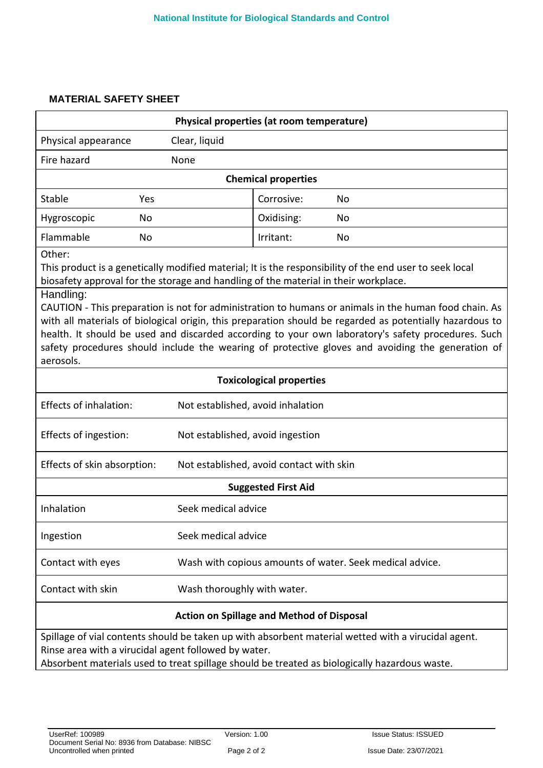## MATERIAL SAFETY SHEET

| | | | |
|---|---|---|---|
| **Physical properties (at room temperature)** | | | |
| Physical appearance | Clear, liquid | | |
| Fire hazard | None | | |
| **Chemical properties** | | | |
| Stable | Yes | Corrosive: | No |
| Hygroscopic | No | Oxidising: | No |
| Flammable | No | Irritant: | No |

Other:
This product is a genetically modified material; It is the responsibility of the end user to seek local biosafety approval for the storage and handling of the material in their workplace.

Handling:
CAUTION - This preparation is not for administration to humans or animals in the human food chain. As with all materials of biological origin, this preparation should be regarded as potentially hazardous to health. It should be used and discarded according to your own laboratory's safety procedures. Such safety procedures should include the wearing of protective gloves and avoiding the generation of aerosols.

| | |
|---|---|
| **Toxicological properties** | |
| Effects of inhalation: | Not established, avoid inhalation |
| Effects of ingestion: | Not established, avoid ingestion |
| Effects of skin absorption: | Not established, avoid contact with skin |
| **Suggested First Aid** | |
| Inhalation | Seek medical advice |
| Ingestion | Seek medical advice |
| Contact with eyes | Wash with copious amounts of water. Seek medical advice. |
| Contact with skin | Wash thoroughly with water. |

**Action on Spillage and Method of Disposal**

Spillage of vial contents should be taken up with absorbent material wetted with a virucidal agent.
Rinse area with a virucidal agent followed by water.
Absorbent materials used to treat spillage should be treated as biologically hazardous waste.